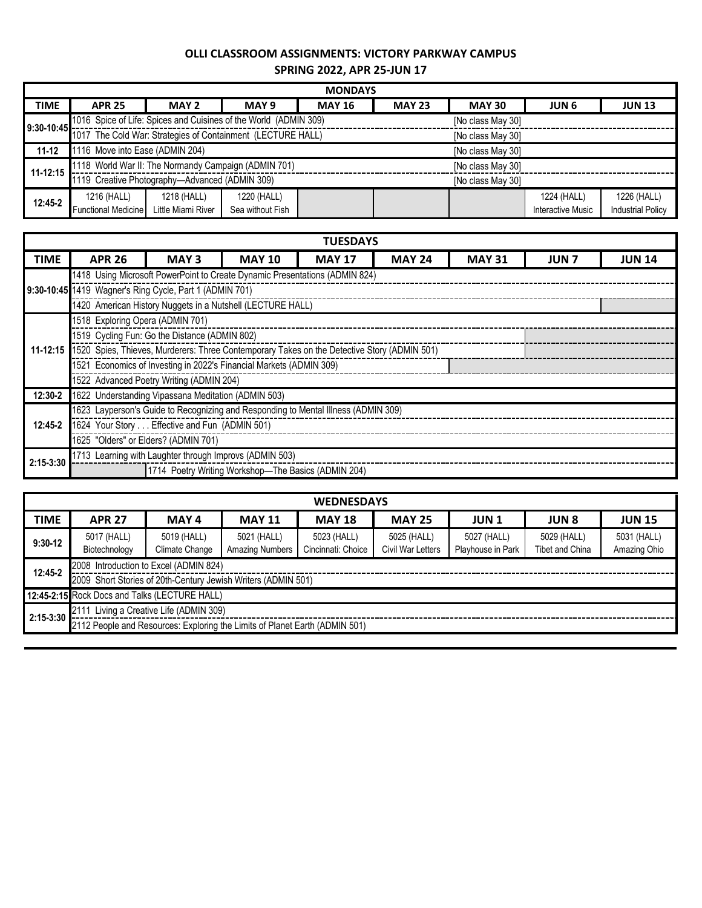**OLLI CLASSROOM ASSIGNMENTS: VICTORY PARKWAY CAMPUS**

**SPRING 2022, APR 25-JUN 17**

| MONDAYS | | | | | | | | |
|---|---|---|---|---|---|---|---|---|
| **TIME** | **APR 25** | **MAY 2** | **MAY 9** | **MAY 16** | **MAY 23** | **MAY 30** | **JUN 6** | **JUN 13** |
| 9:30-10:45 | 1016 Spice of Life: Spices and Cuisines of the World (ADMIN 309) | | | | | [No class May 30] | | |
| | 1017 The Cold War: Strategies of Containment (LECTURE HALL) | | | | | [No class May 30] | | |
| 11-12 | 1116 Move into Ease (ADMIN 204) | | | | | [No class May 30] | | |
| 11-12:15 | 1118 World War II: The Normandy Campaign (ADMIN 701) | | | | | [No class May 30] | | |
| | 1119 Creative Photography—Advanced (ADMIN 309) | | | | | [No class May 30] | | |
| 12:45-2 | 1216 (HALL) Functional Medicine | 1218 (HALL) Little Miami River | 1220 (HALL) Sea without Fish | | | | 1224 (HALL) Interactive Music | 1226 (HALL) Industrial Policy |

| TUESDAYS | | | | | | | | |
|---|---|---|---|---|---|---|---|---|
| **TIME** | **APR 26** | **MAY 3** | **MAY 10** | **MAY 17** | **MAY 24** | **MAY 31** | **JUN 7** | **JUN 14** |
| 9:30-10:45 | 1418 Using Microsoft PowerPoint to Create Dynamic Presentations (ADMIN 824) | | | | | | | |
| | 1419 Wagner's Ring Cycle, Part 1 (ADMIN 701) | | | | | | | |
| | 1420 American History Nuggets in a Nutshell (LECTURE HALL) | | | | | | | |
| 11-12:15 | 1518 Exploring Opera (ADMIN 701) | | | | | | | |
| | 1519 Cycling Fun: Go the Distance (ADMIN 802) | | | | | | | |
| | 1520 Spies, Thieves, Murderers: Three Contemporary Takes on the Detective Story (ADMIN 501) | | | | | | | |
| | 1521 Economics of Investing in 2022's Financial Markets (ADMIN 309) | | | | | | | |
| | 1522 Advanced Poetry Writing (ADMIN 204) | | | | | | | |
| 12:30-2 | 1622 Understanding Vipassana Meditation (ADMIN 503) | | | | | | | |
| 12:45-2 | 1623 Layperson's Guide to Recognizing and Responding to Mental Illness (ADMIN 309) | | | | | | | |
| | 1624 Your Story . . . Effective and Fun (ADMIN 501) | | | | | | | |
| | 1625 "Olders" or Elders? (ADMIN 701) | | | | | | | |
| 2:15-3:30 | 1713 Learning with Laughter through Improvs (ADMIN 503) | | | | | | | |
| | | 1714 Poetry Writing Workshop—The Basics (ADMIN 204) | | | | | | |

| WEDNESDAYS | | | | | | | | |
|---|---|---|---|---|---|---|---|---|
| **TIME** | **APR 27** | **MAY 4** | **MAY 11** | **MAY 18** | **MAY 25** | **JUN 1** | **JUN 8** | **JUN 15** |
| 9:30-12 | 5017 (HALL) Biotechnology | 5019 (HALL) Climate Change | 5021 (HALL) Amazing Numbers | 5023 (HALL) Cincinnati: Choice | 5025 (HALL) Civil War Letters | 5027 (HALL) Playhouse in Park | 5029 (HALL) Tibet and China | 5031 (HALL) Amazing Ohio |
| 12:45-2 | 2008 Introduction to Excel (ADMIN 824) | | | | | | | |
| | 2009 Short Stories of 20th-Century Jewish Writers (ADMIN 501) | | | | | | | |
| 12:45-2:15 | Rock Docs and Talks (LECTURE HALL) | | | | | | | |
| 2:15-3:30 | 2111 Living a Creative Life (ADMIN 309) | | | | | | | |
| | 2112 People and Resources: Exploring the Limits of Planet Earth (ADMIN 501) | | | | | | | |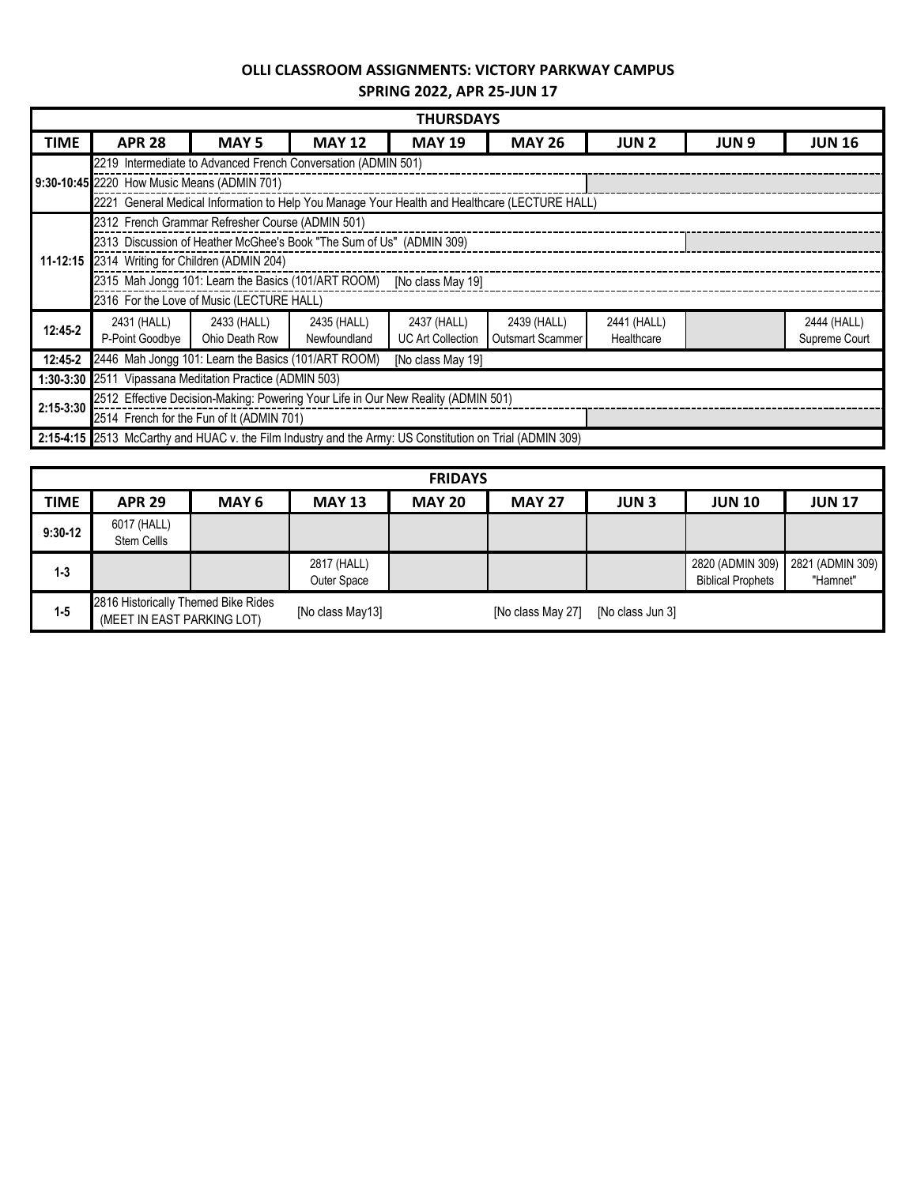**OLLI CLASSROOM ASSIGNMENTS: VICTORY PARKWAY CAMPUS**

**SPRING 2022, APR 25-JUN 17**

| THURSDAYS | | | | | | | | |
|---|---|---|---|---|---|---|---|---|
| **TIME** | **APR 28** | **MAY 5** | **MAY 12** | **MAY 19** | **MAY 26** | **JUN 2** | **JUN 9** | **JUN 16** |
| 9:30-10:45 | 2219 Intermediate to Advanced French Conversation (ADMIN 501) | | | | | | | |
| | 2220 How Music Means (ADMIN 701) | | | | | | | |
| | 2221 General Medical Information to Help You Manage Your Health and Healthcare (LECTURE HALL) | | | | | | | |
| 11-12:15 | 2312 French Grammar Refresher Course (ADMIN 501) | | | | | | | |
| | 2313 Discussion of Heather McGhee's Book "The Sum of Us" (ADMIN 309) | | | | | | | |
| | 2314 Writing for Children (ADMIN 204) | | | | | | | |
| | 2315 Mah Jongg 101: Learn the Basics (101/ART ROOM) [No class May 19] | | | | | | | |
| | 2316 For the Love of Music (LECTURE HALL) | | | | | | | |
| 12:45-2 | 2431 (HALL) P-Point Goodbye | 2433 (HALL) Ohio Death Row | 2435 (HALL) Newfoundland | 2437 (HALL) UC Art Collection | 2439 (HALL) Outsmart Scammer | 2441 (HALL) Healthcare | | 2444 (HALL) Supreme Court |
| 12:45-2 | 2446 Mah Jongg 101: Learn the Basics (101/ART ROOM) [No class May 19] | | | | | | | |
| 1:30-3:30 | 2511 Vipassana Meditation Practice (ADMIN 503) | | | | | | | |
| 2:15-3:30 | 2512 Effective Decision-Making: Powering Your Life in Our New Reality (ADMIN 501) | | | | | | | |
| | 2514 French for the Fun of It (ADMIN 701) | | | | | | | |
| 2:15-4:15 | 2513 McCarthy and HUAC v. the Film Industry and the Army: US Constitution on Trial (ADMIN 309) | | | | | | | |

| FRIDAYS | | | | | | | | |
|---|---|---|---|---|---|---|---|---|
| **TIME** | **APR 29** | **MAY 6** | **MAY 13** | **MAY 20** | **MAY 27** | **JUN 3** | **JUN 10** | **JUN 17** |
| 9:30-12 | 6017 (HALL) Stem Cellls | | | | | | | |
| 1-3 | | | 2817 (HALL) Outer Space | | | | 2820 (ADMIN 309) Biblical Prophets | 2821 (ADMIN 309) "Hamnet" |
| 1-5 | 2816 Historically Themed Bike Rides (MEET IN EAST PARKING LOT) [No class May13] [No class May 27] [No class Jun 3] | | | | | | | |